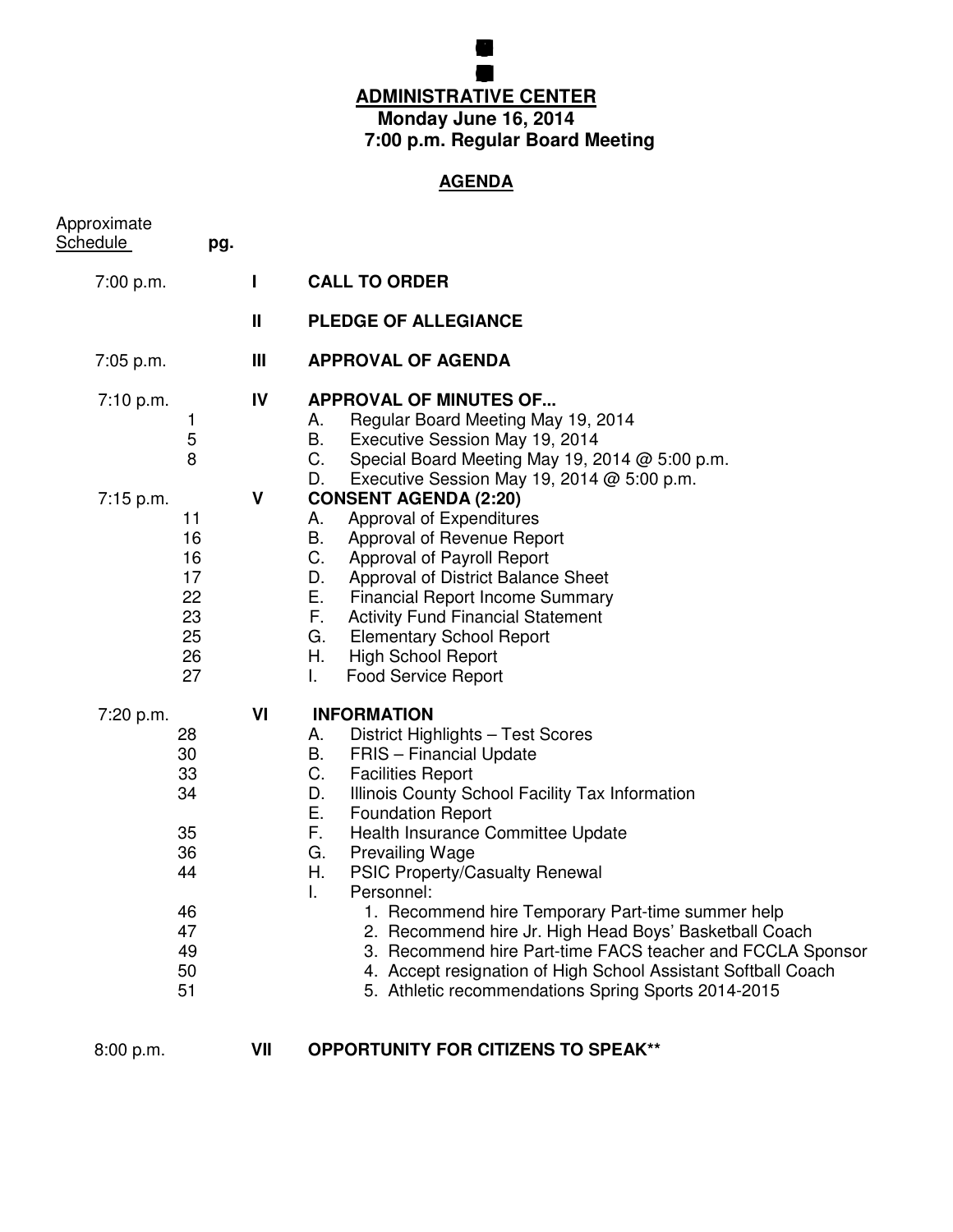# ADMINISTRATIVE CENTER

**Monday June 16, 2014**

**7:00 p.m. Regular Board Meeting**

## AGENDA

| Approximate Schedule | pg. | | |
|---|---|---|---|
| 7:00 p.m. | | **I** | **CALL TO ORDER** |
| | | **II** | **PLEDGE OF ALLEGIANCE** |
| 7:05 p.m. | | **III** | **APPROVAL OF AGENDA** |
| 7:10 p.m. | | **IV** | **APPROVAL OF MINUTES OF...** |
| | 1 | | A. Regular Board Meeting May 19, 2014 |
| | 5 | | B. Executive Session May 19, 2014 |
| | 8 | | C. Special Board Meeting May 19, 2014 @ 5:00 p.m. |
| | | | D. Executive Session May 19, 2014 @ 5:00 p.m. |
| 7:15 p.m. | | **V** | **CONSENT AGENDA (2:20)** |
| | 11 | | A. Approval of Expenditures |
| | 16 | | B. Approval of Revenue Report |
| | 16 | | C. Approval of Payroll Report |
| | 17 | | D. Approval of District Balance Sheet |
| | 22 | | E. Financial Report Income Summary |
| | 23 | | F. Activity Fund Financial Statement |
| | 25 | | G. Elementary School Report |
| | 26 | | H. High School Report |
| | 27 | | I. Food Service Report |
| 7:20 p.m. | | **VI** | **INFORMATION** |
| | 28 | | A. District Highlights – Test Scores |
| | 30 | | B. FRIS – Financial Update |
| | 33 | | C. Facilities Report |
| | 34 | | D. Illinois County School Facility Tax Information |
| | | | E. Foundation Report |
| | 35 | | F. Health Insurance Committee Update |
| | 36 | | G. Prevailing Wage |
| | 44 | | H. PSIC Property/Casualty Renewal |
| | | | I. Personnel: |
| | 46 | | 1. Recommend hire Temporary Part-time summer help |
| | 47 | | 2. Recommend hire Jr. High Head Boys' Basketball Coach |
| | 49 | | 3. Recommend hire Part-time FACS teacher and FCCLA Sponsor |
| | 50 | | 4. Accept resignation of High School Assistant Softball Coach |
| | 51 | | 5. Athletic recommendations Spring Sports 2014-2015 |
| 8:00 p.m. | | **VII** | **OPPORTUNITY FOR CITIZENS TO SPEAK\*\*** |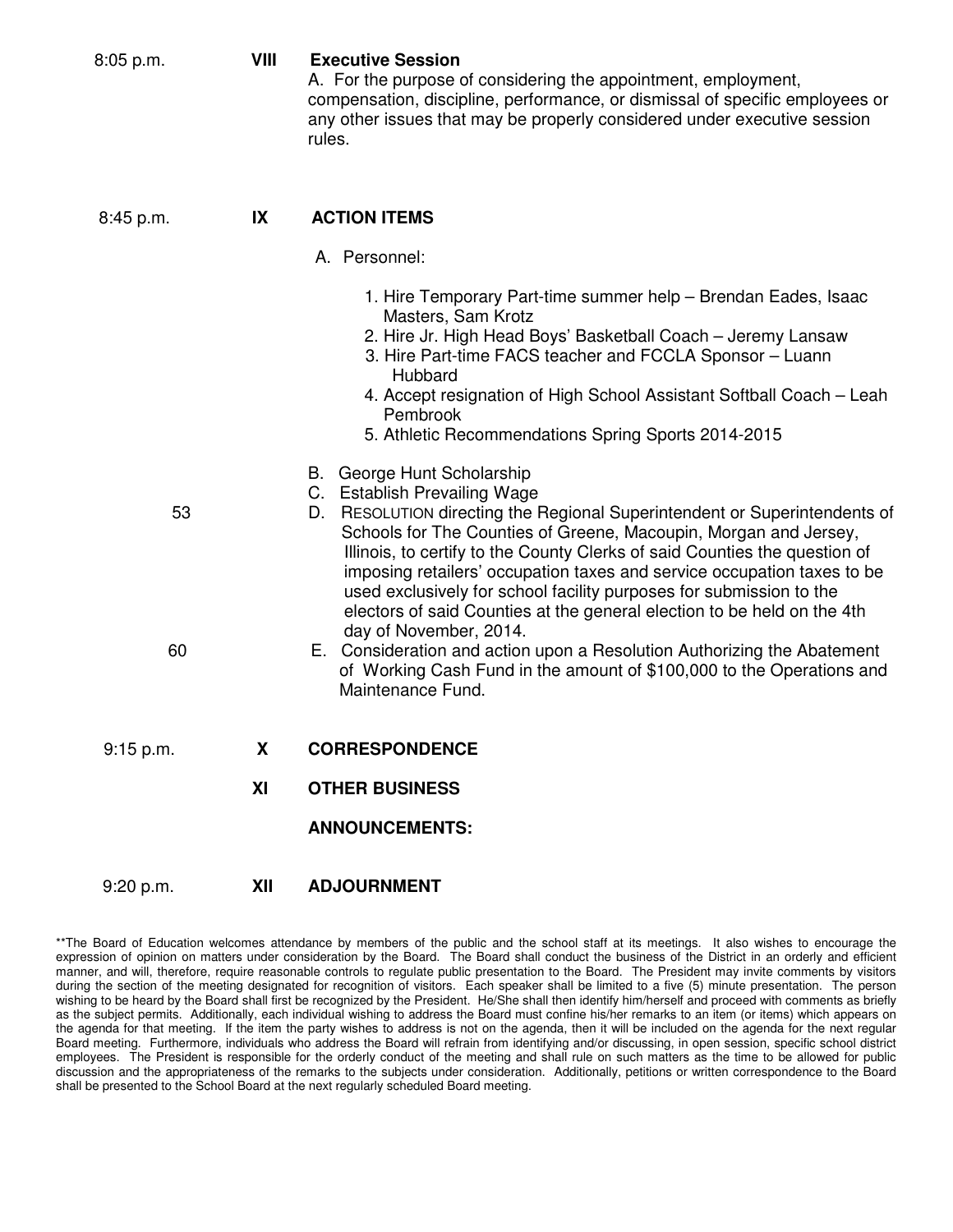8:05 p.m. **VIII Executive Session**

A. For the purpose of considering the appointment, employment, compensation, discipline, performance, or dismissal of specific employees or any other issues that may be properly considered under executive session rules.

8:45 p.m. **IX ACTION ITEMS**

A. Personnel:

1. Hire Temporary Part-time summer help – Brendan Eades, Isaac Masters, Sam Krotz
2. Hire Jr. High Head Boys' Basketball Coach – Jeremy Lansaw
3. Hire Part-time FACS teacher and FCCLA Sponsor – Luann Hubbard
4. Accept resignation of High School Assistant Softball Coach – Leah Pembrook
5. Athletic Recommendations Spring Sports 2014-2015

B. George Hunt Scholarship

C. Establish Prevailing Wage

53 D. RESOLUTION directing the Regional Superintendent or Superintendents of Schools for The Counties of Greene, Macoupin, Morgan and Jersey, Illinois, to certify to the County Clerks of said Counties the question of imposing retailers' occupation taxes and service occupation taxes to be used exclusively for school facility purposes for submission to the electors of said Counties at the general election to be held on the 4th day of November, 2014.

60 E. Consideration and action upon a Resolution Authorizing the Abatement of Working Cash Fund in the amount of $100,000 to the Operations and Maintenance Fund.

9:15 p.m. **X CORRESPONDENCE**

**XI OTHER BUSINESS**

**ANNOUNCEMENTS:**

9:20 p.m. **XII ADJOURNMENT**

**The Board of Education welcomes attendance by members of the public and the school staff at its meetings. It also wishes to encourage the expression of opinion on matters under consideration by the Board. The Board shall conduct the business of the District in an orderly and efficient manner, and will, therefore, require reasonable controls to regulate public presentation to the Board. The President may invite comments by visitors during the section of the meeting designated for recognition of visitors. Each speaker shall be limited to a five (5) minute presentation. The person wishing to be heard by the Board shall first be recognized by the President. He/She shall then identify him/herself and proceed with comments as briefly as the subject permits. Additionally, each individual wishing to address the Board must confine his/her remarks to an item (or items) which appears on the agenda for that meeting. If the item the party wishes to address is not on the agenda, then it will be included on the agenda for the next regular Board meeting. Furthermore, individuals who address the Board will refrain from identifying and/or discussing, in open session, specific school district employees. The President is responsible for the orderly conduct of the meeting and shall rule on such matters as the time to be allowed for public discussion and the appropriateness of the remarks to the subjects under consideration. Additionally, petitions or written correspondence to the Board shall be presented to the School Board at the next regularly scheduled Board meeting.